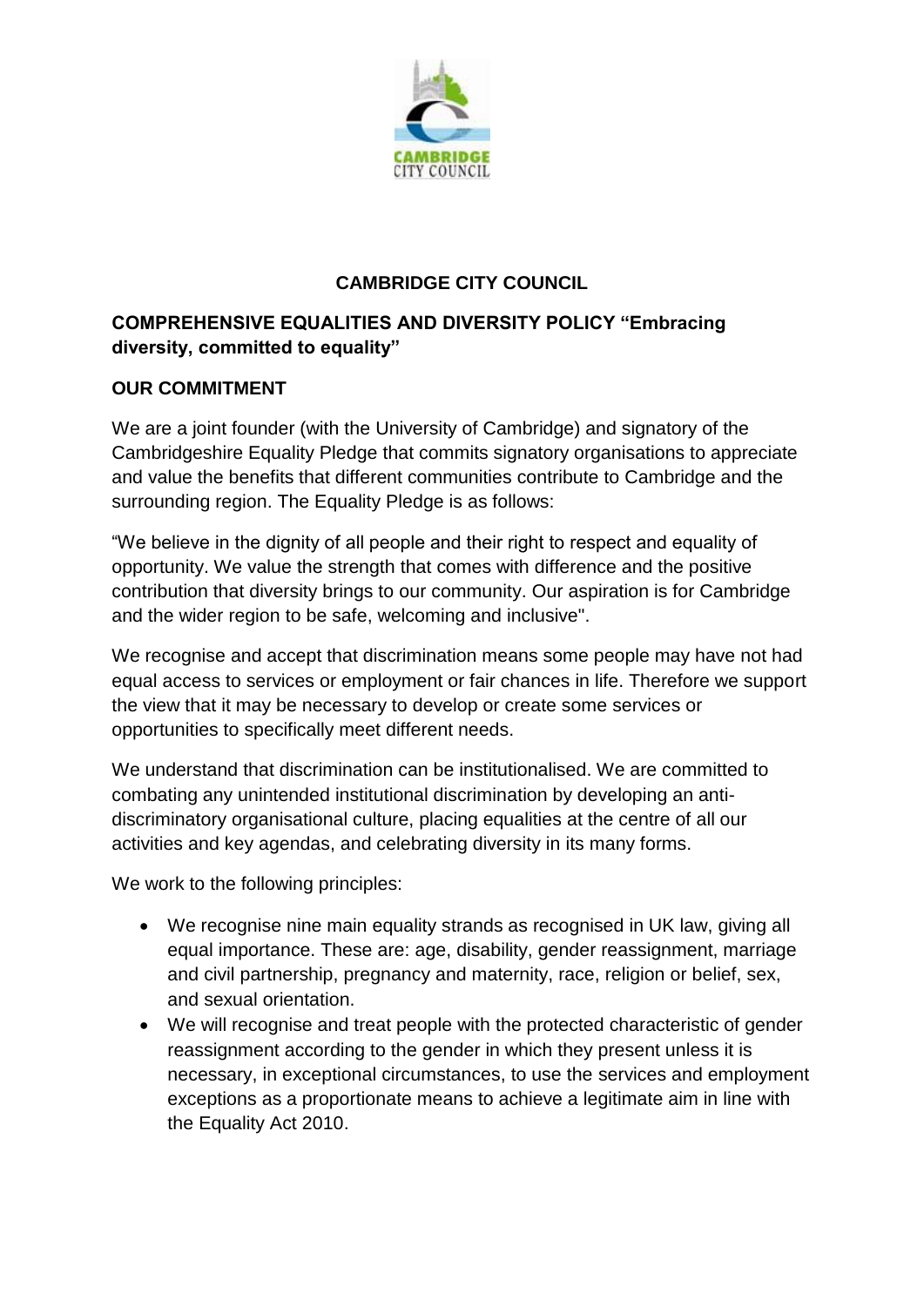# CAMBRIDGE CITY COUNCIL

## COMPREHENSIVE EQUALITIES AND DIVERSITY POLICY "Embracing diversity, committed to equality"

### OUR COMMITMENT

We are a joint founder (with the University of Cambridge) and signatory of the Cambridgeshire Equality Pledge that commits signatory organisations to appreciate and value the benefits that different communities contribute to Cambridge and the surrounding region. The Equality Pledge is as follows:

"We believe in the dignity of all people and their right to respect and equality of opportunity. We value the strength that comes with difference and the positive contribution that diversity brings to our community. Our aspiration is for Cambridge and the wider region to be safe, welcoming and inclusive".

We recognise and accept that discrimination means some people may have not had equal access to services or employment or fair chances in life. Therefore we support the view that it may be necessary to develop or create some services or opportunities to specifically meet different needs.

We understand that discrimination can be institutionalised. We are committed to combating any unintended institutional discrimination by developing an anti-discriminatory organisational culture, placing equalities at the centre of all our activities and key agendas, and celebrating diversity in its many forms.

We work to the following principles:

- We recognise nine main equality strands as recognised in UK law, giving all equal importance. These are: age, disability, gender reassignment, marriage and civil partnership, pregnancy and maternity, race, religion or belief, sex, and sexual orientation.
- We will recognise and treat people with the protected characteristic of gender reassignment according to the gender in which they present unless it is necessary, in exceptional circumstances, to use the services and employment exceptions as a proportionate means to achieve a legitimate aim in line with the Equality Act 2010.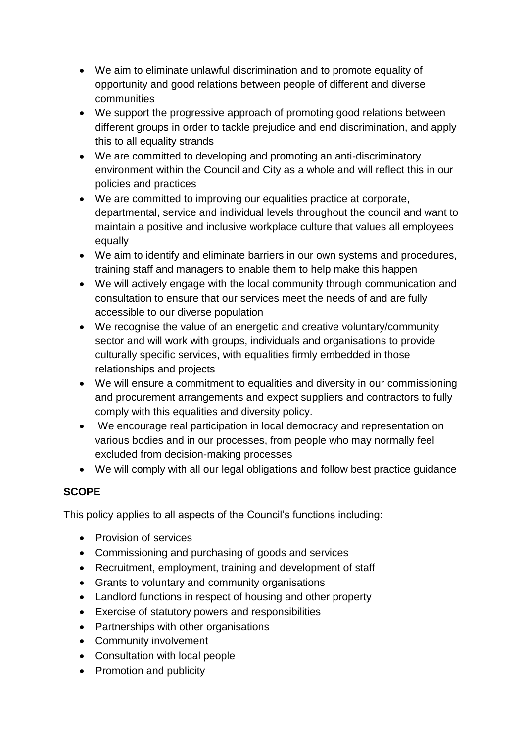- We aim to eliminate unlawful discrimination and to promote equality of opportunity and good relations between people of different and diverse communities
- We support the progressive approach of promoting good relations between different groups in order to tackle prejudice and end discrimination, and apply this to all equality strands
- We are committed to developing and promoting an anti-discriminatory environment within the Council and City as a whole and will reflect this in our policies and practices
- We are committed to improving our equalities practice at corporate, departmental, service and individual levels throughout the council and want to maintain a positive and inclusive workplace culture that values all employees equally
- We aim to identify and eliminate barriers in our own systems and procedures, training staff and managers to enable them to help make this happen
- We will actively engage with the local community through communication and consultation to ensure that our services meet the needs of and are fully accessible to our diverse population
- We recognise the value of an energetic and creative voluntary/community sector and will work with groups, individuals and organisations to provide culturally specific services, with equalities firmly embedded in those relationships and projects
- We will ensure a commitment to equalities and diversity in our commissioning and procurement arrangements and expect suppliers and contractors to fully comply with this equalities and diversity policy.
- We encourage real participation in local democracy and representation on various bodies and in our processes, from people who may normally feel excluded from decision-making processes
- We will comply with all our legal obligations and follow best practice guidance

**SCOPE**

This policy applies to all aspects of the Council's functions including:

- Provision of services
- Commissioning and purchasing of goods and services
- Recruitment, employment, training and development of staff
- Grants to voluntary and community organisations
- Landlord functions in respect of housing and other property
- Exercise of statutory powers and responsibilities
- Partnerships with other organisations
- Community involvement
- Consultation with local people
- Promotion and publicity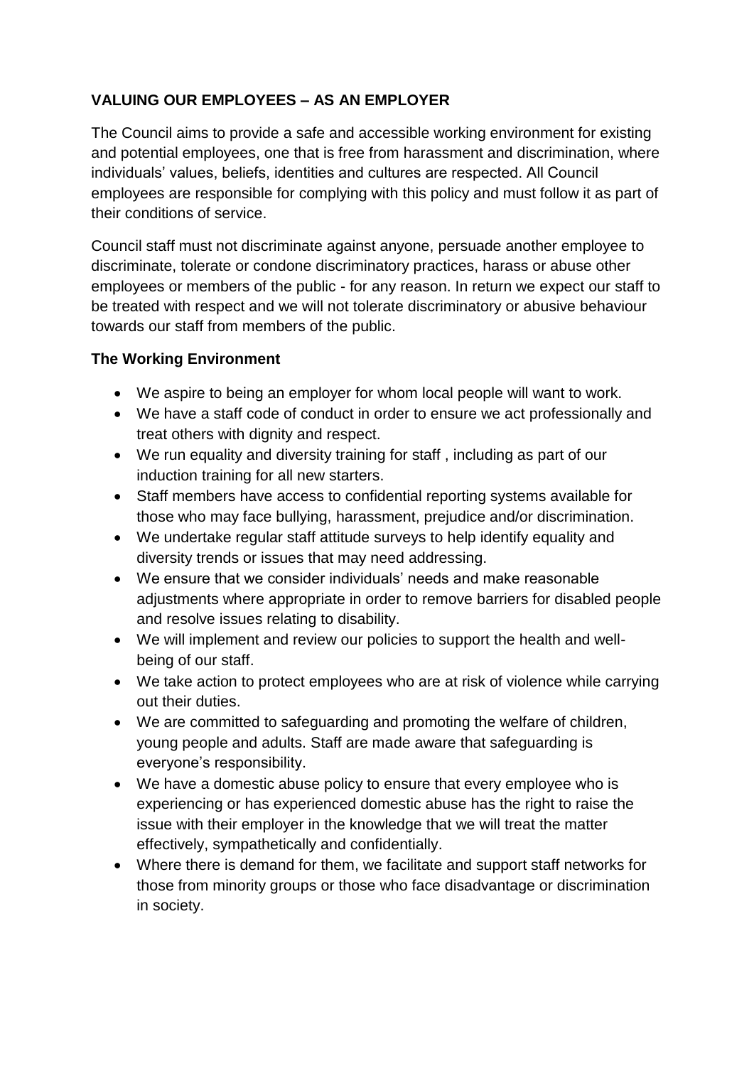## VALUING OUR EMPLOYEES – AS AN EMPLOYER

The Council aims to provide a safe and accessible working environment for existing and potential employees, one that is free from harassment and discrimination, where individuals' values, beliefs, identities and cultures are respected. All Council employees are responsible for complying with this policy and must follow it as part of their conditions of service.

Council staff must not discriminate against anyone, persuade another employee to discriminate, tolerate or condone discriminatory practices, harass or abuse other employees or members of the public - for any reason. In return we expect our staff to be treated with respect and we will not tolerate discriminatory or abusive behaviour towards our staff from members of the public.

### The Working Environment

- We aspire to being an employer for whom local people will want to work.
- We have a staff code of conduct in order to ensure we act professionally and treat others with dignity and respect.
- We run equality and diversity training for staff , including as part of our induction training for all new starters.
- Staff members have access to confidential reporting systems available for those who may face bullying, harassment, prejudice and/or discrimination.
- We undertake regular staff attitude surveys to help identify equality and diversity trends or issues that may need addressing.
- We ensure that we consider individuals' needs and make reasonable adjustments where appropriate in order to remove barriers for disabled people and resolve issues relating to disability.
- We will implement and review our policies to support the health and well-being of our staff.
- We take action to protect employees who are at risk of violence while carrying out their duties.
- We are committed to safeguarding and promoting the welfare of children, young people and adults. Staff are made aware that safeguarding is everyone's responsibility.
- We have a domestic abuse policy to ensure that every employee who is experiencing or has experienced domestic abuse has the right to raise the issue with their employer in the knowledge that we will treat the matter effectively, sympathetically and confidentially.
- Where there is demand for them, we facilitate and support staff networks for those from minority groups or those who face disadvantage or discrimination in society.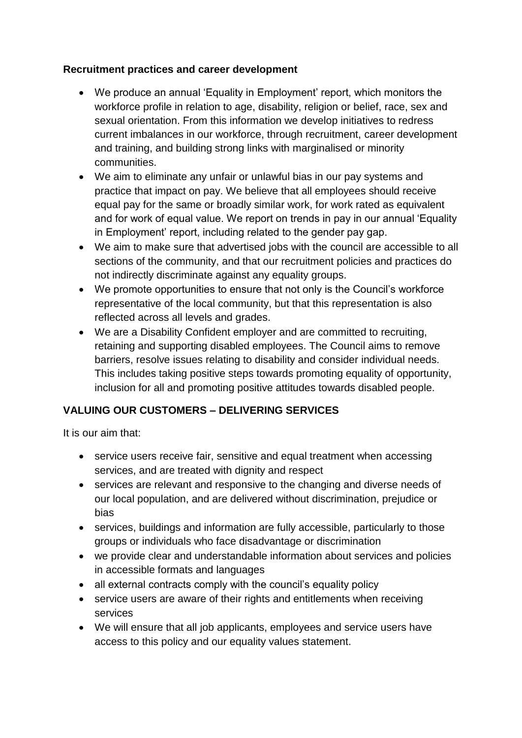**Recruitment practices and career development**

- We produce an annual 'Equality in Employment' report, which monitors the workforce profile in relation to age, disability, religion or belief, race, sex and sexual orientation. From this information we develop initiatives to redress current imbalances in our workforce, through recruitment, career development and training, and building strong links with marginalised or minority communities.
- We aim to eliminate any unfair or unlawful bias in our pay systems and practice that impact on pay. We believe that all employees should receive equal pay for the same or broadly similar work, for work rated as equivalent and for work of equal value. We report on trends in pay in our annual 'Equality in Employment' report, including related to the gender pay gap.
- We aim to make sure that advertised jobs with the council are accessible to all sections of the community, and that our recruitment policies and practices do not indirectly discriminate against any equality groups.
- We promote opportunities to ensure that not only is the Council's workforce representative of the local community, but that this representation is also reflected across all levels and grades.
- We are a Disability Confident employer and are committed to recruiting, retaining and supporting disabled employees. The Council aims to remove barriers, resolve issues relating to disability and consider individual needs. This includes taking positive steps towards promoting equality of opportunity, inclusion for all and promoting positive attitudes towards disabled people.

**VALUING OUR CUSTOMERS – DELIVERING SERVICES**

It is our aim that:

- service users receive fair, sensitive and equal treatment when accessing services, and are treated with dignity and respect
- services are relevant and responsive to the changing and diverse needs of our local population, and are delivered without discrimination, prejudice or bias
- services, buildings and information are fully accessible, particularly to those groups or individuals who face disadvantage or discrimination
- we provide clear and understandable information about services and policies in accessible formats and languages
- all external contracts comply with the council's equality policy
- service users are aware of their rights and entitlements when receiving services
- We will ensure that all job applicants, employees and service users have access to this policy and our equality values statement.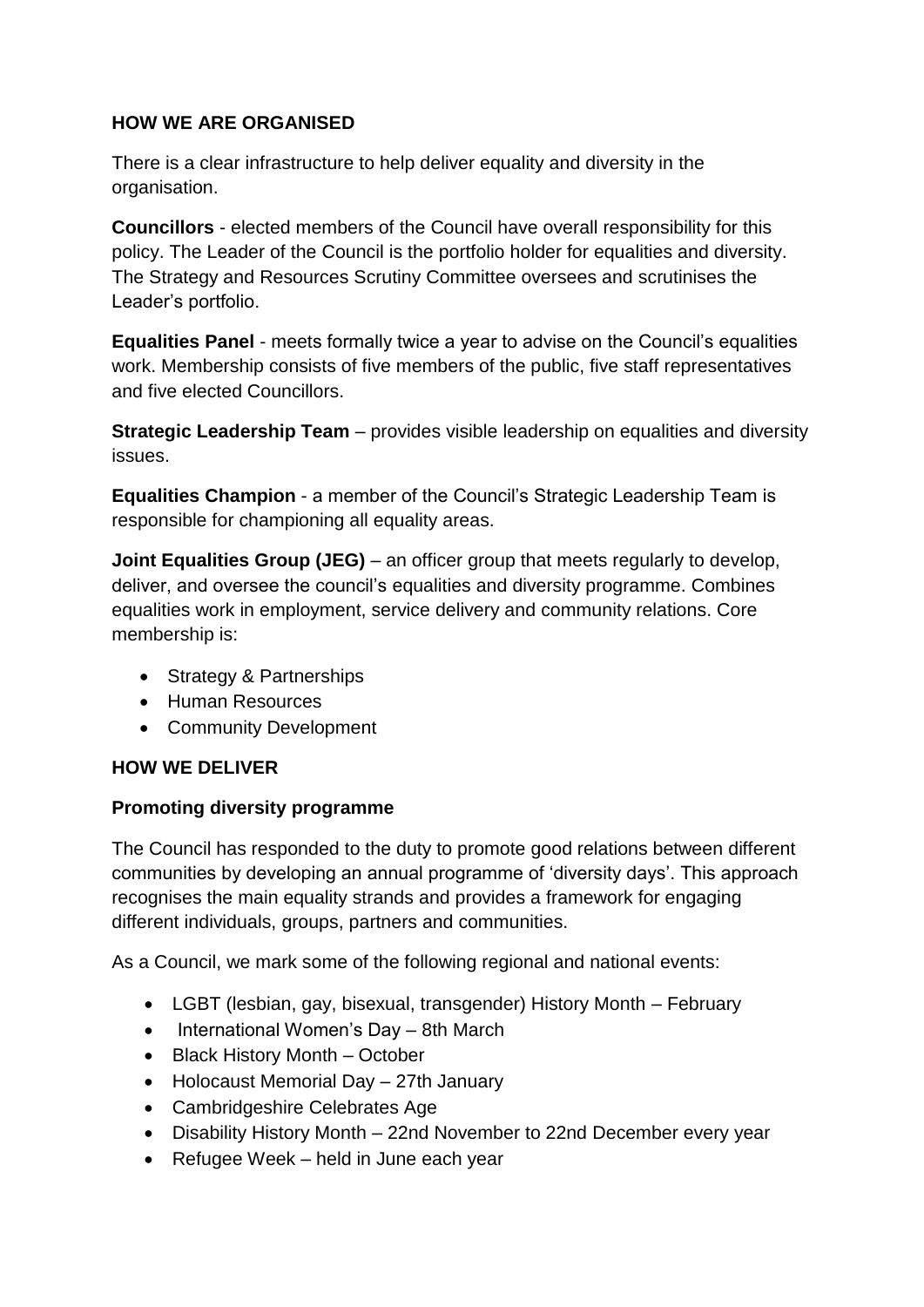## HOW WE ARE ORGANISED

There is a clear infrastructure to help deliver equality and diversity in the organisation.

**Councillors** - elected members of the Council have overall responsibility for this policy. The Leader of the Council is the portfolio holder for equalities and diversity. The Strategy and Resources Scrutiny Committee oversees and scrutinises the Leader's portfolio.

**Equalities Panel** - meets formally twice a year to advise on the Council's equalities work. Membership consists of five members of the public, five staff representatives and five elected Councillors.

**Strategic Leadership Team** – provides visible leadership on equalities and diversity issues.

**Equalities Champion** - a member of the Council's Strategic Leadership Team is responsible for championing all equality areas.

**Joint Equalities Group (JEG)** – an officer group that meets regularly to develop, deliver, and oversee the council's equalities and diversity programme. Combines equalities work in employment, service delivery and community relations. Core membership is:

- Strategy & Partnerships
- Human Resources
- Community Development

## HOW WE DELIVER

### Promoting diversity programme

The Council has responded to the duty to promote good relations between different communities by developing an annual programme of 'diversity days'. This approach recognises the main equality strands and provides a framework for engaging different individuals, groups, partners and communities.

As a Council, we mark some of the following regional and national events:

- LGBT (lesbian, gay, bisexual, transgender) History Month – February
- International Women's Day – 8th March
- Black History Month – October
- Holocaust Memorial Day – 27th January
- Cambridgeshire Celebrates Age
- Disability History Month – 22nd November to 22nd December every year
- Refugee Week – held in June each year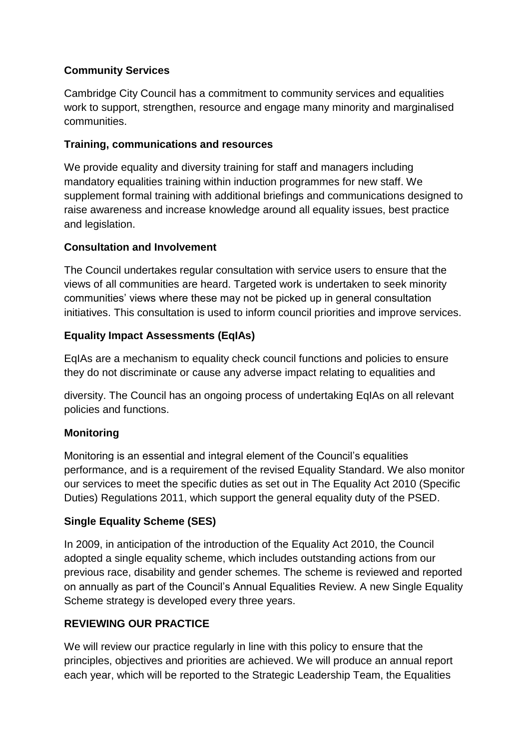**Community Services**

Cambridge City Council has a commitment to community services and equalities work to support, strengthen, resource and engage many minority and marginalised communities.

**Training, communications and resources**

We provide equality and diversity training for staff and managers including mandatory equalities training within induction programmes for new staff. We supplement formal training with additional briefings and communications designed to raise awareness and increase knowledge around all equality issues, best practice and legislation.

**Consultation and Involvement**

The Council undertakes regular consultation with service users to ensure that the views of all communities are heard. Targeted work is undertaken to seek minority communities' views where these may not be picked up in general consultation initiatives. This consultation is used to inform council priorities and improve services.

**Equality Impact Assessments (EqIAs)**

EqIAs are a mechanism to equality check council functions and policies to ensure they do not discriminate or cause any adverse impact relating to equalities and diversity. The Council has an ongoing process of undertaking EqIAs on all relevant policies and functions.

**Monitoring**

Monitoring is an essential and integral element of the Council's equalities performance, and is a requirement of the revised Equality Standard. We also monitor our services to meet the specific duties as set out in The Equality Act 2010 (Specific Duties) Regulations 2011, which support the general equality duty of the PSED.

**Single Equality Scheme (SES)**

In 2009, in anticipation of the introduction of the Equality Act 2010, the Council adopted a single equality scheme, which includes outstanding actions from our previous race, disability and gender schemes. The scheme is reviewed and reported on annually as part of the Council's Annual Equalities Review. A new Single Equality Scheme strategy is developed every three years.

**REVIEWING OUR PRACTICE**

We will review our practice regularly in line with this policy to ensure that the principles, objectives and priorities are achieved. We will produce an annual report each year, which will be reported to the Strategic Leadership Team, the Equalities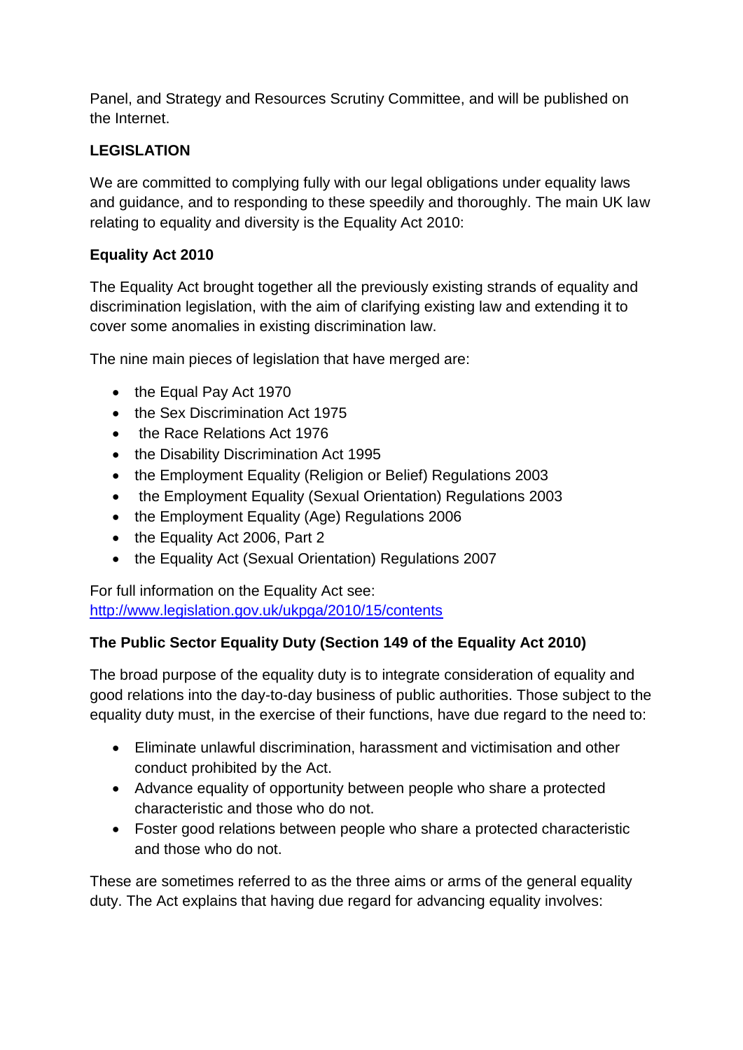Panel, and Strategy and Resources Scrutiny Committee, and will be published on the Internet.

**LEGISLATION**

We are committed to complying fully with our legal obligations under equality laws and guidance, and to responding to these speedily and thoroughly. The main UK law relating to equality and diversity is the Equality Act 2010:

**Equality Act 2010**

The Equality Act brought together all the previously existing strands of equality and discrimination legislation, with the aim of clarifying existing law and extending it to cover some anomalies in existing discrimination law.

The nine main pieces of legislation that have merged are:

- the Equal Pay Act 1970
- the Sex Discrimination Act 1975
- the Race Relations Act 1976
- the Disability Discrimination Act 1995
- the Employment Equality (Religion or Belief) Regulations 2003
- the Employment Equality (Sexual Orientation) Regulations 2003
- the Employment Equality (Age) Regulations 2006
- the Equality Act 2006, Part 2
- the Equality Act (Sexual Orientation) Regulations 2007

For full information on the Equality Act see:
[http://www.legislation.gov.uk/ukpga/2010/15/contents](http://www.legislation.gov.uk/ukpga/2010/15/contents)

**The Public Sector Equality Duty (Section 149 of the Equality Act 2010)**

The broad purpose of the equality duty is to integrate consideration of equality and good relations into the day-to-day business of public authorities. Those subject to the equality duty must, in the exercise of their functions, have due regard to the need to:

- Eliminate unlawful discrimination, harassment and victimisation and other conduct prohibited by the Act.
- Advance equality of opportunity between people who share a protected characteristic and those who do not.
- Foster good relations between people who share a protected characteristic and those who do not.

These are sometimes referred to as the three aims or arms of the general equality duty. The Act explains that having due regard for advancing equality involves: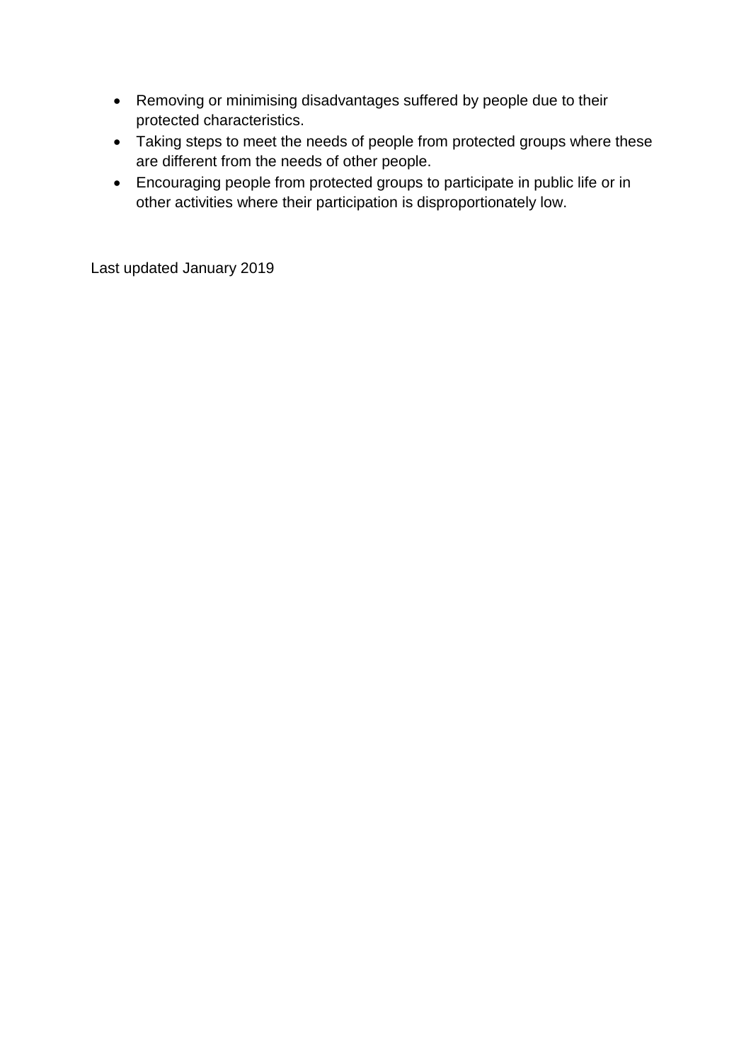- Removing or minimising disadvantages suffered by people due to their protected characteristics.
- Taking steps to meet the needs of people from protected groups where these are different from the needs of other people.
- Encouraging people from protected groups to participate in public life or in other activities where their participation is disproportionately low.

Last updated January 2019